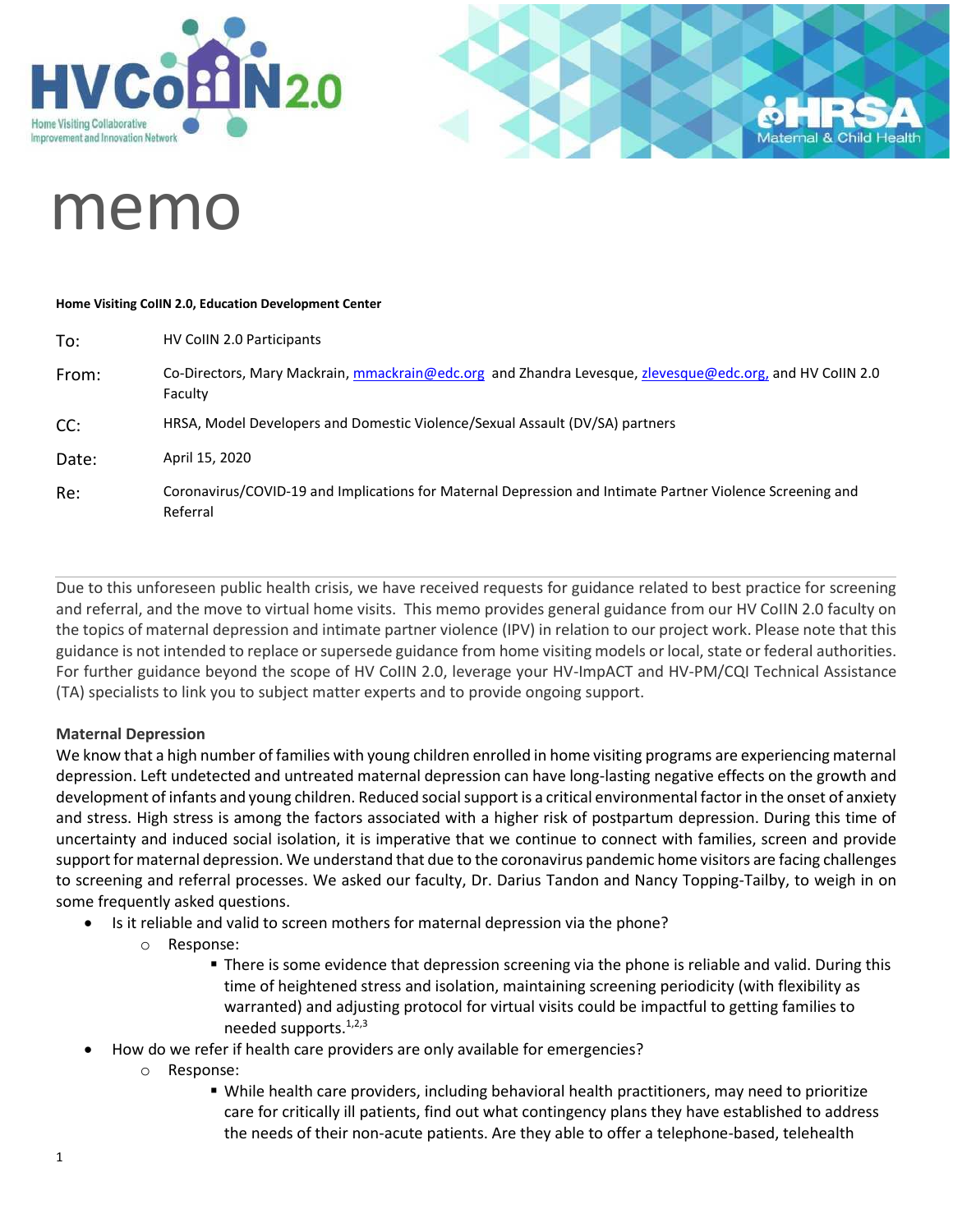# memo

**Home Visiting CoIIN 2.0, Education Development Center**

| | |
|---|---|
| To: | HV CoIIN 2.0 Participants |
| From: | Co-Directors, Mary Mackrain, mmackrain@edc.org and Zhandra Levesque, zlevesque@edc.org, and HV CoIIN 2.0 Faculty |
| CC: | HRSA, Model Developers and Domestic Violence/Sexual Assault (DV/SA) partners |
| Date: | April 15, 2020 |
| Re: | Coronavirus/COVID-19 and Implications for Maternal Depression and Intimate Partner Violence Screening and Referral |

---

Due to this unforeseen public health crisis, we have received requests for guidance related to best practice for screening and referral, and the move to virtual home visits. This memo provides general guidance from our HV CoIIN 2.0 faculty on the topics of maternal depression and intimate partner violence (IPV) in relation to our project work. Please note that this guidance is not intended to replace or supersede guidance from home visiting models or local, state or federal authorities. For further guidance beyond the scope of HV CoIIN 2.0, leverage your HV-ImpACT and HV-PM/CQI Technical Assistance (TA) specialists to link you to subject matter experts and to provide ongoing support.

**Maternal Depression**

We know that a high number of families with young children enrolled in home visiting programs are experiencing maternal depression. Left undetected and untreated maternal depression can have long-lasting negative effects on the growth and development of infants and young children. Reduced social support is a critical environmental factor in the onset of anxiety and stress. High stress is among the factors associated with a higher risk of postpartum depression. During this time of uncertainty and induced social isolation, it is imperative that we continue to connect with families, screen and provide support for maternal depression. We understand that due to the coronavirus pandemic home visitors are facing challenges to screening and referral processes. We asked our faculty, Dr. Darius Tandon and Nancy Topping-Tailby, to weigh in on some frequently asked questions.

- Is it reliable and valid to screen mothers for maternal depression via the phone?
  - Response:
    - There is some evidence that depression screening via the phone is reliable and valid. During this time of heightened stress and isolation, maintaining screening periodicity (with flexibility as warranted) and adjusting protocol for virtual visits could be impactful to getting families to needed supports.[1,2,3]
- How do we refer if health care providers are only available for emergencies?
  - Response:
    - While health care providers, including behavioral health practitioners, may need to prioritize care for critically ill patients, find out what contingency plans they have established to address the needs of their non-acute patients. Are they able to offer a telephone-based, telehealth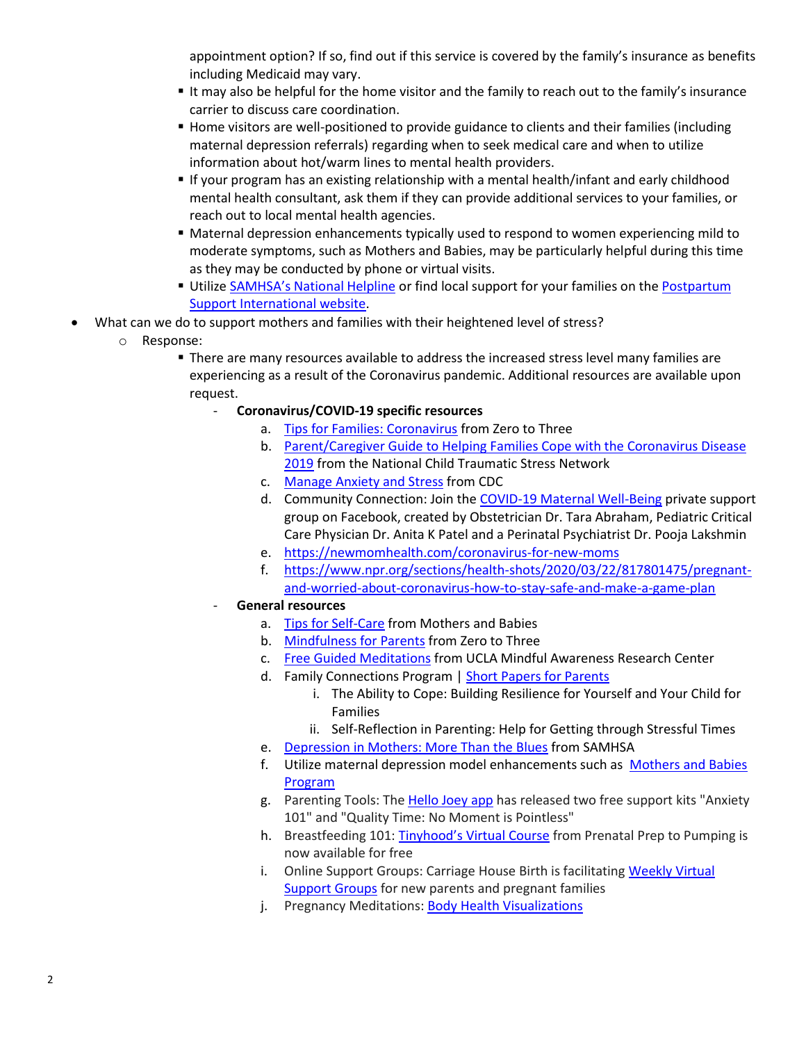appointment option? If so, find out if this service is covered by the family's insurance as benefits including Medicaid may vary.
        - It may also be helpful for the home visitor and the family to reach out to the family's insurance carrier to discuss care coordination.
        - Home visitors are well-positioned to provide guidance to clients and their families (including maternal depression referrals) regarding when to seek medical care and when to utilize information about hot/warm lines to mental health providers.
        - If your program has an existing relationship with a mental health/infant and early childhood mental health consultant, ask them if they can provide additional services to your families, or reach out to local mental health agencies.
        - Maternal depression enhancements typically used to respond to women experiencing mild to moderate symptoms, such as Mothers and Babies, may be particularly helpful during this time as they may be conducted by phone or virtual visits.
        - Utilize SAMHSA's National Helpline or find local support for your families on the Postpartum Support International website.

- What can we do to support mothers and families with their heightened level of stress?
    - Response:
        - There are many resources available to address the increased stress level many families are experiencing as a result of the Coronavirus pandemic. Additional resources are available upon request.
            - **Coronavirus/COVID-19 specific resources**
                a. Tips for Families: Coronavirus from Zero to Three
                b. Parent/Caregiver Guide to Helping Families Cope with the Coronavirus Disease 2019 from the National Child Traumatic Stress Network
                c. Manage Anxiety and Stress from CDC
                d. Community Connection: Join the COVID-19 Maternal Well-Being private support group on Facebook, created by Obstetrician Dr. Tara Abraham, Pediatric Critical Care Physician Dr. Anita K Patel and a Perinatal Psychiatrist Dr. Pooja Lakshmin
                e. https://newmomhealth.com/coronavirus-for-new-moms
                f. https://www.npr.org/sections/health-shots/2020/03/22/817801475/pregnant-and-worried-about-coronavirus-how-to-stay-safe-and-make-a-game-plan
            - **General resources**
                a. Tips for Self-Care from Mothers and Babies
                b. Mindfulness for Parents from Zero to Three
                c. Free Guided Meditations from UCLA Mindful Awareness Research Center
                d. Family Connections Program | Short Papers for Parents
                    i. The Ability to Cope: Building Resilience for Yourself and Your Child for Families
                    ii. Self-Reflection in Parenting: Help for Getting through Stressful Times
                e. Depression in Mothers: More Than the Blues from SAMHSA
                f. Utilize maternal depression model enhancements such as Mothers and Babies Program
                g. Parenting Tools: The Hello Joey app has released two free support kits "Anxiety 101" and "Quality Time: No Moment is Pointless"
                h. Breastfeeding 101: Tinyhood's Virtual Course from Prenatal Prep to Pumping is now available for free
                i. Online Support Groups: Carriage House Birth is facilitating Weekly Virtual Support Groups for new parents and pregnant families
                j. Pregnancy Meditations: Body Health Visualizations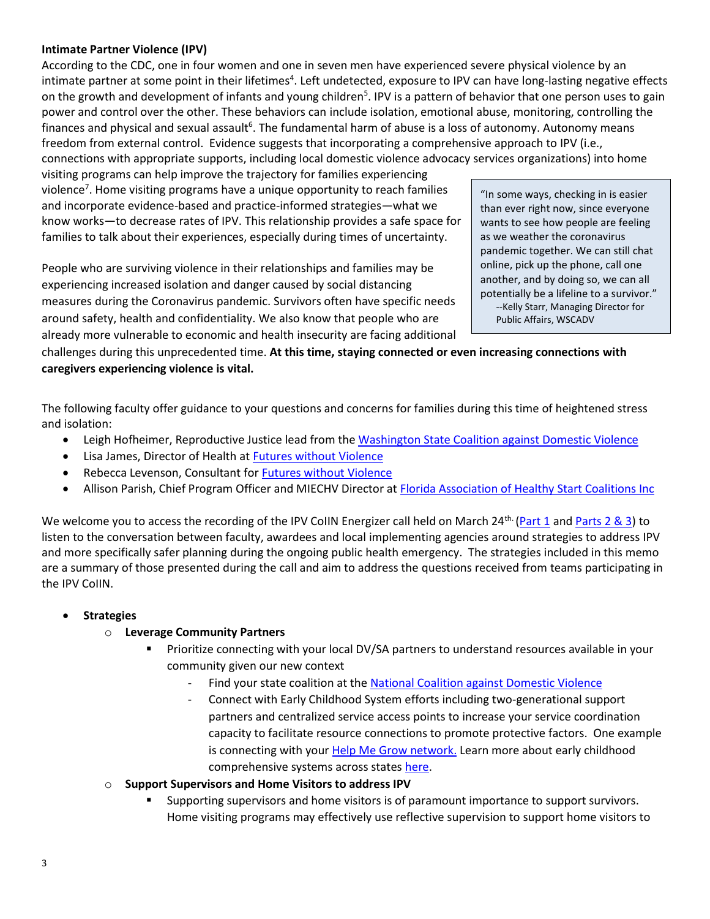**Intimate Partner Violence (IPV)**

According to the CDC, one in four women and one in seven men have experienced severe physical violence by an intimate partner at some point in their lifetimes[4]. Left undetected, exposure to IPV can have long-lasting negative effects on the growth and development of infants and young children[5]. IPV is a pattern of behavior that one person uses to gain power and control over the other. These behaviors can include isolation, emotional abuse, monitoring, controlling the finances and physical and sexual assault[6]. The fundamental harm of abuse is a loss of autonomy. Autonomy means freedom from external control. Evidence suggests that incorporating a comprehensive approach to IPV (i.e., connections with appropriate supports, including local domestic violence advocacy services organizations) into home visiting programs can help improve the trajectory for families experiencing violence[7]. Home visiting programs have a unique opportunity to reach families and incorporate evidence-based and practice-informed strategies—what we know works—to decrease rates of IPV. This relationship provides a safe space for families to talk about their experiences, especially during times of uncertainty.

People who are surviving violence in their relationships and families may be experiencing increased isolation and danger caused by social distancing measures during the Coronavirus pandemic. Survivors often have specific needs around safety, health and confidentiality. We also know that people who are already more vulnerable to economic and health insecurity are facing additional challenges during this unprecedented time. **At this time, staying connected or even increasing connections with caregivers experiencing violence is vital.**

> "In some ways, checking in is easier than ever right now, since everyone wants to see how people are feeling as we weather the coronavirus pandemic together. We can still chat online, pick up the phone, call one another, and by doing so, we can all potentially be a lifeline to a survivor."
> --Kelly Starr, Managing Director for Public Affairs, WSCADV

The following faculty offer guidance to your questions and concerns for families during this time of heightened stress and isolation:

- Leigh Hofheimer, Reproductive Justice lead from the Washington State Coalition against Domestic Violence
- Lisa James, Director of Health at Futures without Violence
- Rebecca Levenson, Consultant for Futures without Violence
- Allison Parish, Chief Program Officer and MIECHV Director at Florida Association of Healthy Start Coalitions Inc

We welcome you to access the recording of the IPV CoIIN Energizer call held on March 24th (Part 1 and Parts 2 & 3) to listen to the conversation between faculty, awardees and local implementing agencies around strategies to address IPV and more specifically safer planning during the ongoing public health emergency. The strategies included in this memo are a summary of those presented during the call and aim to address the questions received from teams participating in the IPV CoIIN.

- **Strategies**
  - **Leverage Community Partners**
    - Prioritize connecting with your local DV/SA partners to understand resources available in your community given our new context
      - Find your state coalition at the National Coalition against Domestic Violence
      - Connect with Early Childhood System efforts including two-generational support partners and centralized service access points to increase your service coordination capacity to facilitate resource connections to promote protective factors. One example is connecting with your Help Me Grow network. Learn more about early childhood comprehensive systems across states here.
  - **Support Supervisors and Home Visitors to address IPV**
    - Supporting supervisors and home visitors is of paramount importance to support survivors. Home visiting programs may effectively use reflective supervision to support home visitors to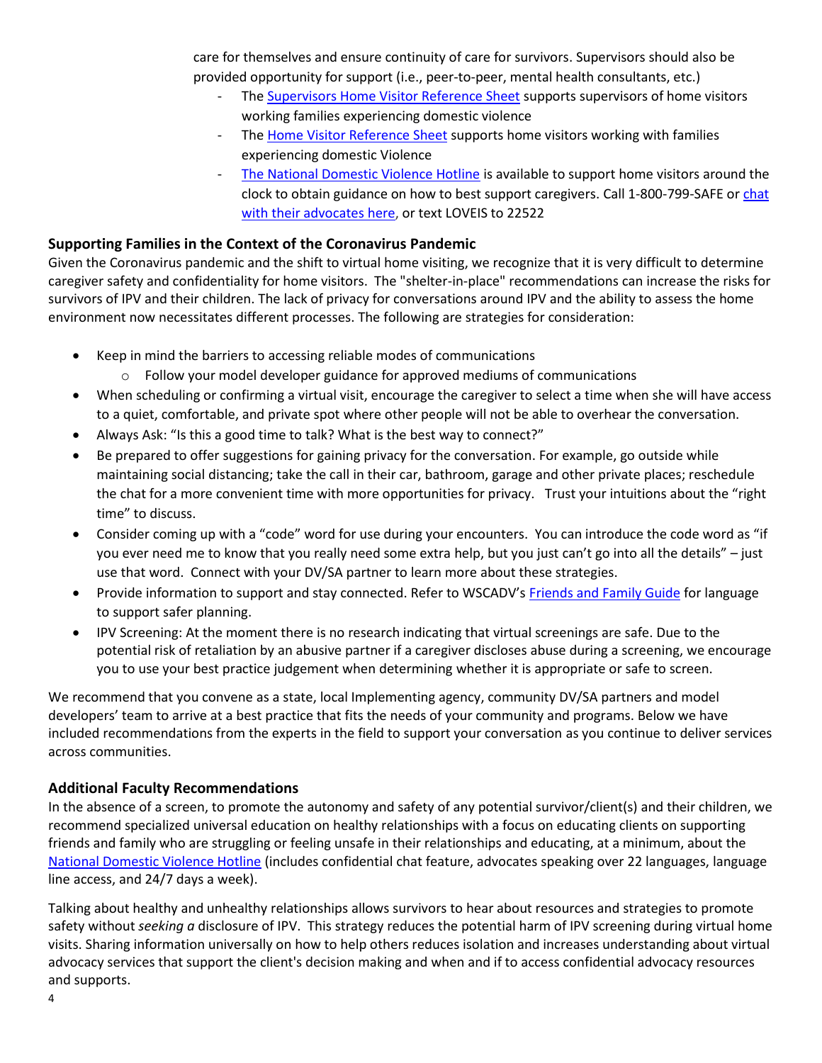care for themselves and ensure continuity of care for survivors. Supervisors should also be provided opportunity for support (i.e., peer-to-peer, mental health consultants, etc.)

- The Supervisors Home Visitor Reference Sheet supports supervisors of home visitors working families experiencing domestic violence
- The Home Visitor Reference Sheet supports home visitors working with families experiencing domestic Violence
- The National Domestic Violence Hotline is available to support home visitors around the clock to obtain guidance on how to best support caregivers. Call 1-800-799-SAFE or chat with their advocates here, or text LOVEIS to 22522

## Supporting Families in the Context of the Coronavirus Pandemic

Given the Coronavirus pandemic and the shift to virtual home visiting, we recognize that it is very difficult to determine caregiver safety and confidentiality for home visitors. The "shelter-in-place" recommendations can increase the risks for survivors of IPV and their children. The lack of privacy for conversations around IPV and the ability to assess the home environment now necessitates different processes. The following are strategies for consideration:

- Keep in mind the barriers to accessing reliable modes of communications
  - Follow your model developer guidance for approved mediums of communications
- When scheduling or confirming a virtual visit, encourage the caregiver to select a time when she will have access to a quiet, comfortable, and private spot where other people will not be able to overhear the conversation.
- Always Ask: "Is this a good time to talk? What is the best way to connect?"
- Be prepared to offer suggestions for gaining privacy for the conversation. For example, go outside while maintaining social distancing; take the call in their car, bathroom, garage and other private places; reschedule the chat for a more convenient time with more opportunities for privacy. Trust your intuitions about the "right time" to discuss.
- Consider coming up with a "code" word for use during your encounters. You can introduce the code word as "if you ever need me to know that you really need some extra help, but you just can't go into all the details" – just use that word. Connect with your DV/SA partner to learn more about these strategies.
- Provide information to support and stay connected. Refer to WSCADV's Friends and Family Guide for language to support safer planning.
- IPV Screening: At the moment there is no research indicating that virtual screenings are safe. Due to the potential risk of retaliation by an abusive partner if a caregiver discloses abuse during a screening, we encourage you to use your best practice judgement when determining whether it is appropriate or safe to screen.

We recommend that you convene as a state, local Implementing agency, community DV/SA partners and model developers' team to arrive at a best practice that fits the needs of your community and programs. Below we have included recommendations from the experts in the field to support your conversation as you continue to deliver services across communities.

## Additional Faculty Recommendations

In the absence of a screen, to promote the autonomy and safety of any potential survivor/client(s) and their children, we recommend specialized universal education on healthy relationships with a focus on educating clients on supporting friends and family who are struggling or feeling unsafe in their relationships and educating, at a minimum, about the National Domestic Violence Hotline (includes confidential chat feature, advocates speaking over 22 languages, language line access, and 24/7 days a week).

Talking about healthy and unhealthy relationships allows survivors to hear about resources and strategies to promote safety without *seeking a* disclosure of IPV. This strategy reduces the potential harm of IPV screening during virtual home visits. Sharing information universally on how to help others reduces isolation and increases understanding about virtual advocacy services that support the client's decision making and when and if to access confidential advocacy resources and supports.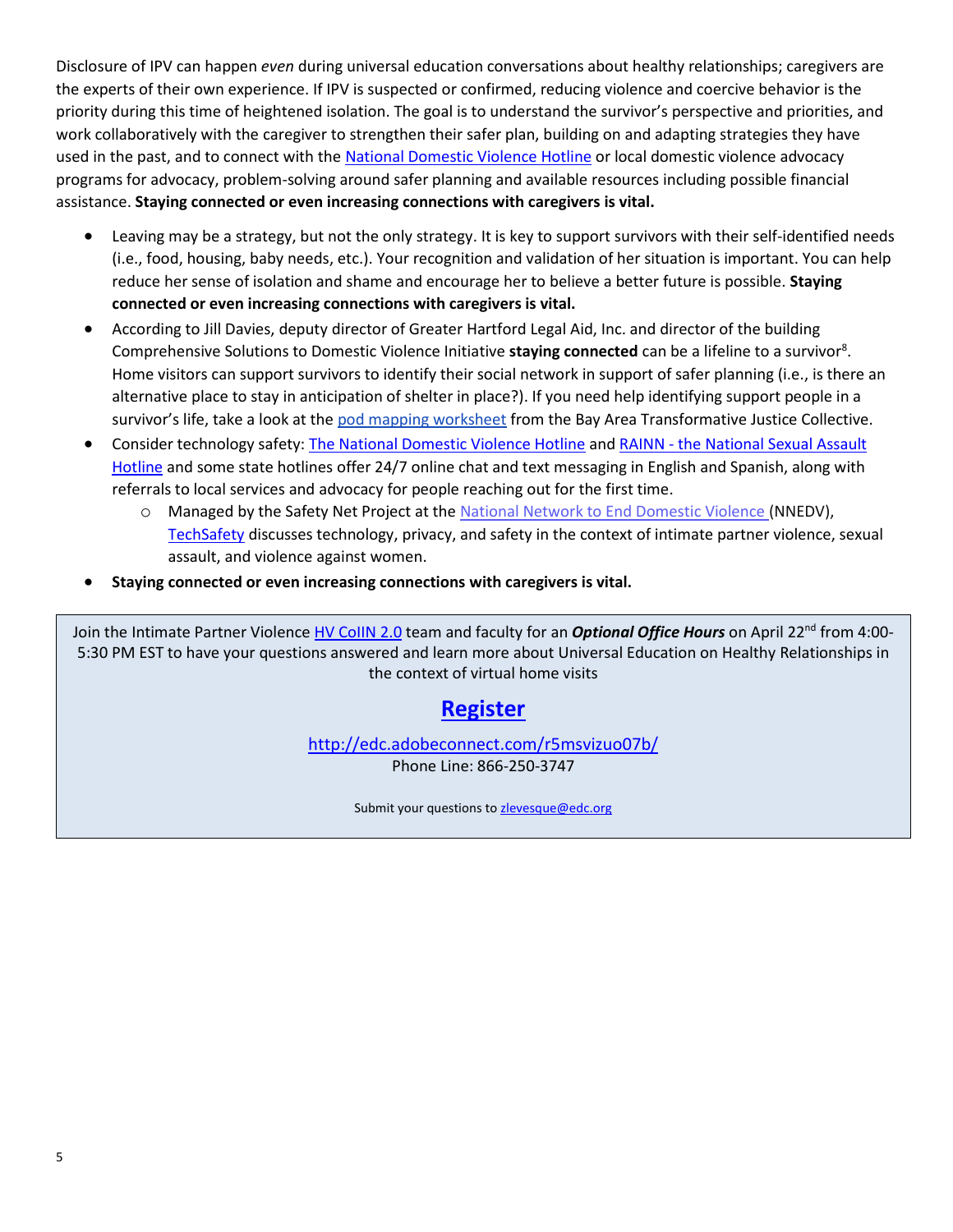Disclosure of IPV can happen *even* during universal education conversations about healthy relationships; caregivers are the experts of their own experience. If IPV is suspected or confirmed, reducing violence and coercive behavior is the priority during this time of heightened isolation. The goal is to understand the survivor's perspective and priorities, and work collaboratively with the caregiver to strengthen their safer plan, building on and adapting strategies they have used in the past, and to connect with the National Domestic Violence Hotline or local domestic violence advocacy programs for advocacy, problem-solving around safer planning and available resources including possible financial assistance. **Staying connected or even increasing connections with caregivers is vital.**

- Leaving may be a strategy, but not the only strategy. It is key to support survivors with their self-identified needs (i.e., food, housing, baby needs, etc.). Your recognition and validation of her situation is important. You can help reduce her sense of isolation and shame and encourage her to believe a better future is possible. **Staying connected or even increasing connections with caregivers is vital.**
- According to Jill Davies, deputy director of Greater Hartford Legal Aid, Inc. and director of the building Comprehensive Solutions to Domestic Violence Initiative **staying connected** can be a lifeline to a survivor[8]. Home visitors can support survivors to identify their social network in support of safer planning (i.e., is there an alternative place to stay in anticipation of shelter in place?). If you need help identifying support people in a survivor's life, take a look at the pod mapping worksheet from the Bay Area Transformative Justice Collective.
- Consider technology safety: The National Domestic Violence Hotline and RAINN - the National Sexual Assault Hotline and some state hotlines offer 24/7 online chat and text messaging in English and Spanish, along with referrals to local services and advocacy for people reaching out for the first time.
  - Managed by the Safety Net Project at the National Network to End Domestic Violence (NNEDV), TechSafety discusses technology, privacy, and safety in the context of intimate partner violence, sexual assault, and violence against women.
- **Staying connected or even increasing connections with caregivers is vital.**

---

Join the Intimate Partner Violence HV CoIIN 2.0 team and faculty for an ***Optional Office Hours*** on April 22nd from 4:00-5:30 PM EST to have your questions answered and learn more about Universal Education on Healthy Relationships in the context of virtual home visits

## Register

http://edc.adobeconnect.com/r5msvizuo07b/

Phone Line: 866-250-3747

Submit your questions to zlevesque@edc.org

---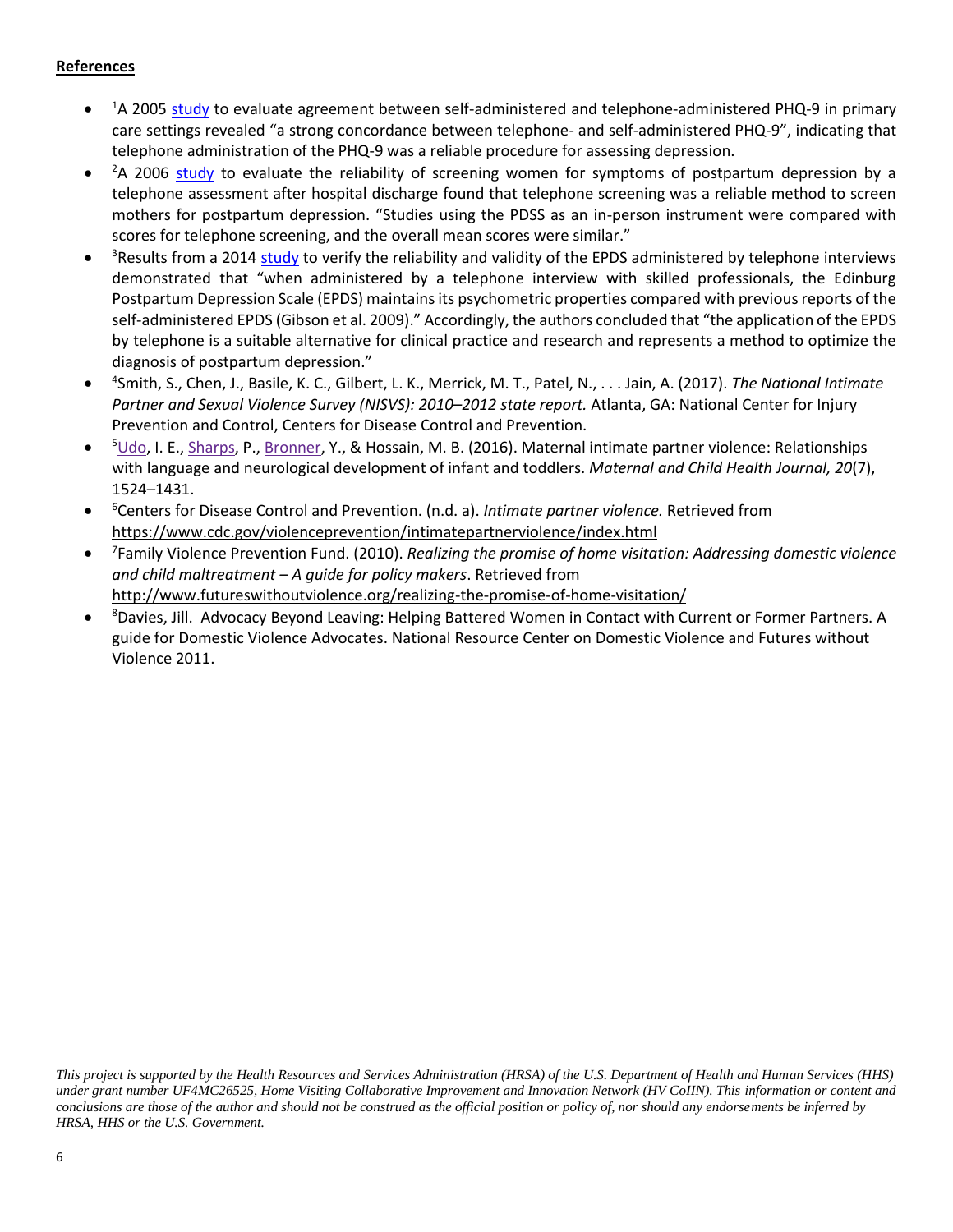**References**

- [1]A 2005 study to evaluate agreement between self-administered and telephone-administered PHQ-9 in primary care settings revealed "a strong concordance between telephone- and self-administered PHQ-9", indicating that telephone administration of the PHQ-9 was a reliable procedure for assessing depression.
- [2]A 2006 study to evaluate the reliability of screening women for symptoms of postpartum depression by a telephone assessment after hospital discharge found that telephone screening was a reliable method to screen mothers for postpartum depression. "Studies using the PDSS as an in-person instrument were compared with scores for telephone screening, and the overall mean scores were similar."
- [3]Results from a 2014 study to verify the reliability and validity of the EPDS administered by telephone interviews demonstrated that "when administered by a telephone interview with skilled professionals, the Edinburg Postpartum Depression Scale (EPDS) maintains its psychometric properties compared with previous reports of the self-administered EPDS (Gibson et al. 2009)." Accordingly, the authors concluded that "the application of the EPDS by telephone is a suitable alternative for clinical practice and research and represents a method to optimize the diagnosis of postpartum depression."
- [4]Smith, S., Chen, J., Basile, K. C., Gilbert, L. K., Merrick, M. T., Patel, N., . . . Jain, A. (2017). *The National Intimate Partner and Sexual Violence Survey (NISVS): 2010–2012 state report.* Atlanta, GA: National Center for Injury Prevention and Control, Centers for Disease Control and Prevention.
- [5]Udo, I. E., Sharps, P., Bronner, Y., & Hossain, M. B. (2016). Maternal intimate partner violence: Relationships with language and neurological development of infant and toddlers. *Maternal and Child Health Journal, 20*(7), 1524–1431.
- [6]Centers for Disease Control and Prevention. (n.d. a). *Intimate partner violence.* Retrieved from https://www.cdc.gov/violenceprevention/intimatepartnerviolence/index.html
- [7]Family Violence Prevention Fund. (2010). *Realizing the promise of home visitation: Addressing domestic violence and child maltreatment – A guide for policy makers*. Retrieved from http://www.futureswithoutviolence.org/realizing-the-promise-of-home-visitation/
- [8]Davies, Jill. Advocacy Beyond Leaving: Helping Battered Women in Contact with Current or Former Partners. A guide for Domestic Violence Advocates. National Resource Center on Domestic Violence and Futures without Violence 2011.

*This project is supported by the Health Resources and Services Administration (HRSA) of the U.S. Department of Health and Human Services (HHS) under grant number UF4MC26525, Home Visiting Collaborative Improvement and Innovation Network (HV CoIIN). This information or content and conclusions are those of the author and should not be construed as the official position or policy of, nor should any endorsements be inferred by HRSA, HHS or the U.S. Government.*